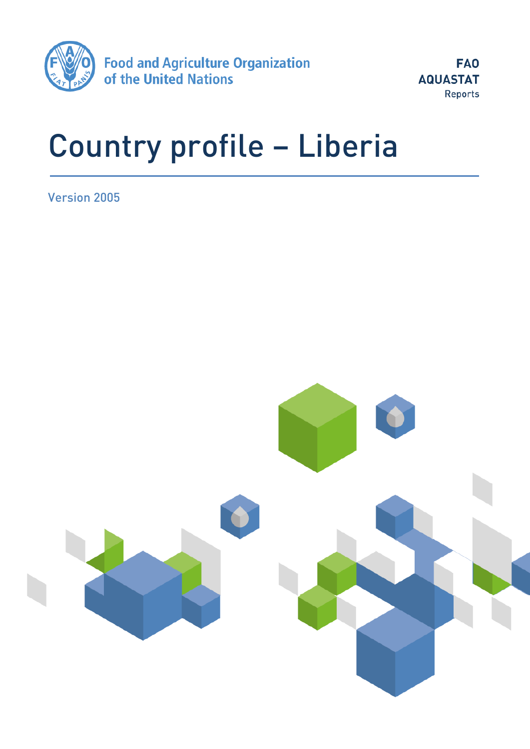Food and Agriculture Organization of the United Nations

**FAO AQUASTAT** Reports

# Country profile – Liberia

Version 2005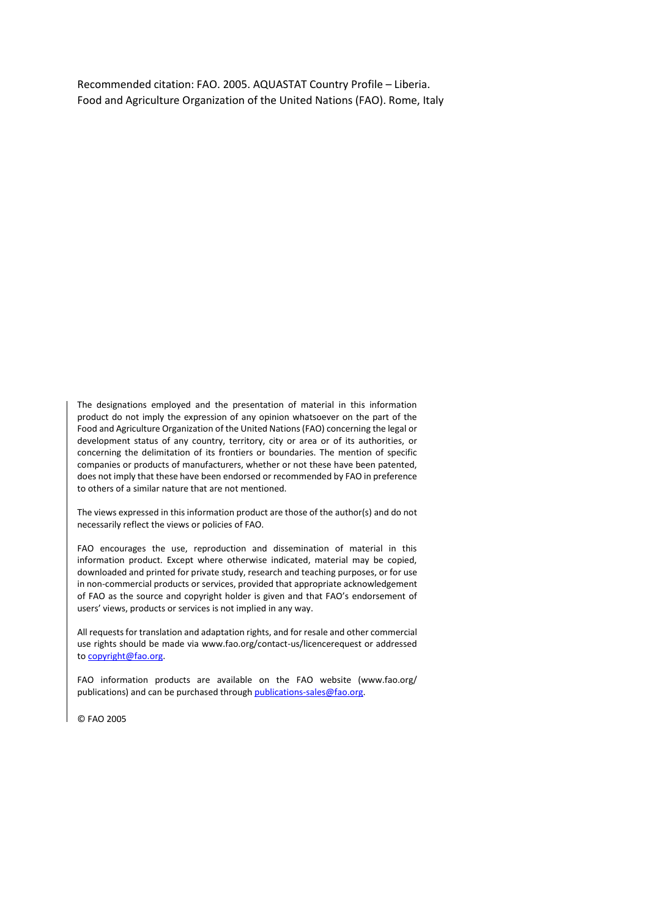Recommended citation: FAO. 2005. AQUASTAT Country Profile – Liberia.
Food and Agriculture Organization of the United Nations (FAO). Rome, Italy

The designations employed and the presentation of material in this information product do not imply the expression of any opinion whatsoever on the part of the Food and Agriculture Organization of the United Nations (FAO) concerning the legal or development status of any country, territory, city or area or of its authorities, or concerning the delimitation of its frontiers or boundaries. The mention of specific companies or products of manufacturers, whether or not these have been patented, does not imply that these have been endorsed or recommended by FAO in preference to others of a similar nature that are not mentioned.

The views expressed in this information product are those of the author(s) and do not necessarily reflect the views or policies of FAO.

FAO encourages the use, reproduction and dissemination of material in this information product. Except where otherwise indicated, material may be copied, downloaded and printed for private study, research and teaching purposes, or for use in non-commercial products or services, provided that appropriate acknowledgement of FAO as the source and copyright holder is given and that FAO's endorsement of users' views, products or services is not implied in any way.

All requests for translation and adaptation rights, and for resale and other commercial use rights should be made via www.fao.org/contact-us/licencerequest or addressed to copyright@fao.org.

FAO information products are available on the FAO website (www.fao.org/publications) and can be purchased through publications-sales@fao.org.

© FAO 2005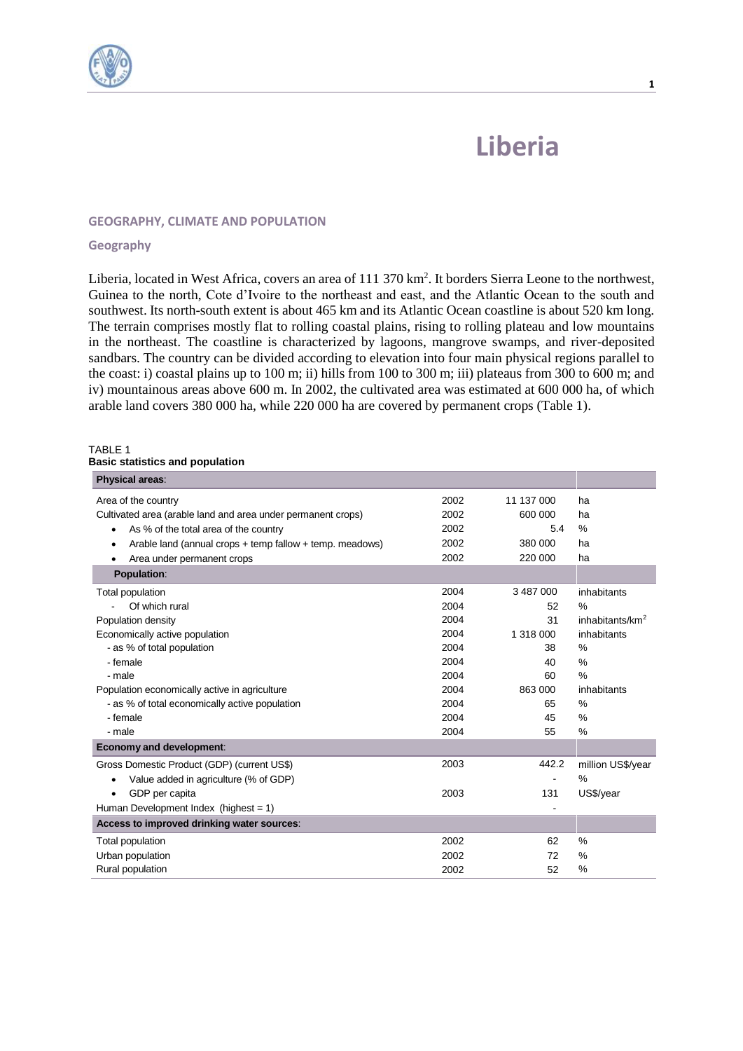# Liberia

## GEOGRAPHY, CLIMATE AND POPULATION

### Geography

Liberia, located in West Africa, covers an area of 111 370 km². It borders Sierra Leone to the northwest, Guinea to the north, Cote d'Ivoire to the northeast and east, and the Atlantic Ocean to the south and southwest. Its north-south extent is about 465 km and its Atlantic Ocean coastline is about 520 km long. The terrain comprises mostly flat to rolling coastal plains, rising to rolling plateau and low mountains in the northeast. The coastline is characterized by lagoons, mangrove swamps, and river-deposited sandbars. The country can be divided according to elevation into four main physical regions parallel to the coast: i) coastal plains up to 100 m; ii) hills from 100 to 300 m; iii) plateaus from 300 to 600 m; and iv) mountainous areas above 600 m. In 2002, the cultivated area was estimated at 600 000 ha, of which arable land covers 380 000 ha, while 220 000 ha are covered by permanent crops (Table 1).

TABLE 1
**Basic statistics and population**

| **Physical areas**: | | | |
|---|---|---|---|
| Area of the country | 2002 | 11 137 000 | ha |
| Cultivated area (arable land and area under permanent crops) | 2002 | 600 000 | ha |
| • As % of the total area of the country | 2002 | 5.4 | % |
| • Arable land (annual crops + temp fallow + temp. meadows) | 2002 | 380 000 | ha |
| • Area under permanent crops | 2002 | 220 000 | ha |
| **Population**: | | | |
| Total population | 2004 | 3 487 000 | inhabitants |
| - Of which rural | 2004 | 52 | % |
| Population density | 2004 | 31 | inhabitants/km² |
| Economically active population | 2004 | 1 318 000 | inhabitants |
| - as % of total population | 2004 | 38 | % |
| - female | 2004 | 40 | % |
| - male | 2004 | 60 | % |
| Population economically active in agriculture | 2004 | 863 000 | inhabitants |
| - as % of total economically active population | 2004 | 65 | % |
| - female | 2004 | 45 | % |
| - male | 2004 | 55 | % |
| **Economy and development**: | | | |
| Gross Domestic Product (GDP) (current US$) | 2003 | 442.2 | million US$/year |
| • Value added in agriculture (% of GDP) | | - | % |
| • GDP per capita | 2003 | 131 | US$/year |
| Human Development Index (highest = 1) | | - | |
| **Access to improved drinking water sources**: | | | |
| Total population | 2002 | 62 | % |
| Urban population | 2002 | 72 | % |
| Rural population | 2002 | 52 | % |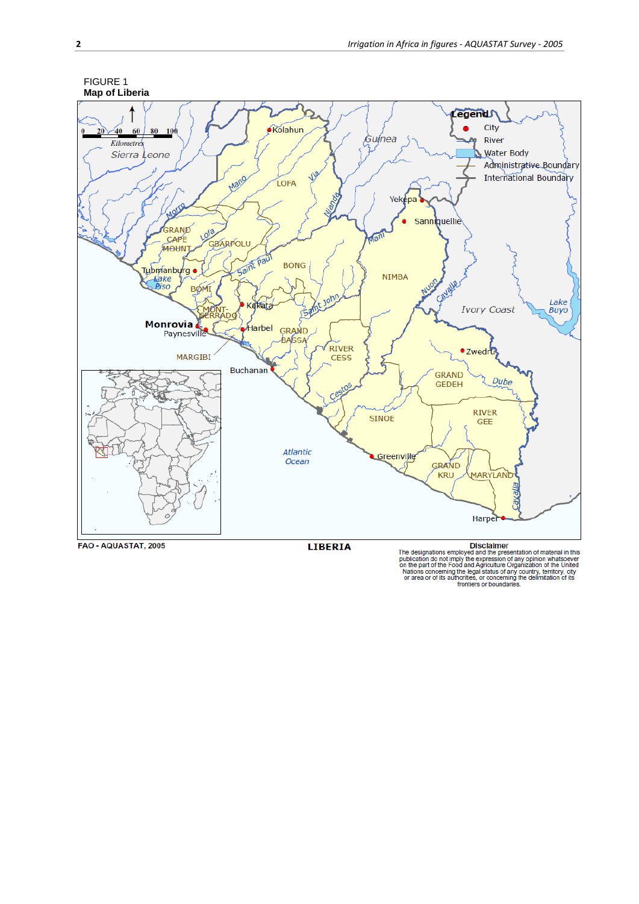FIGURE 1
**Map of Liberia**

FAO - AQUASTAT, 2005

**LIBERIA**

**Disclaimer**
The designations employed and the presentation of material in this publication do not imply the expression of any opinion whatsoever on the part of the Food and Agriculture Organization of the United Nations concerning the legal status of any country, territory, city or area or of its authorities, or concerning the delimitation of its frontiers or boundaries.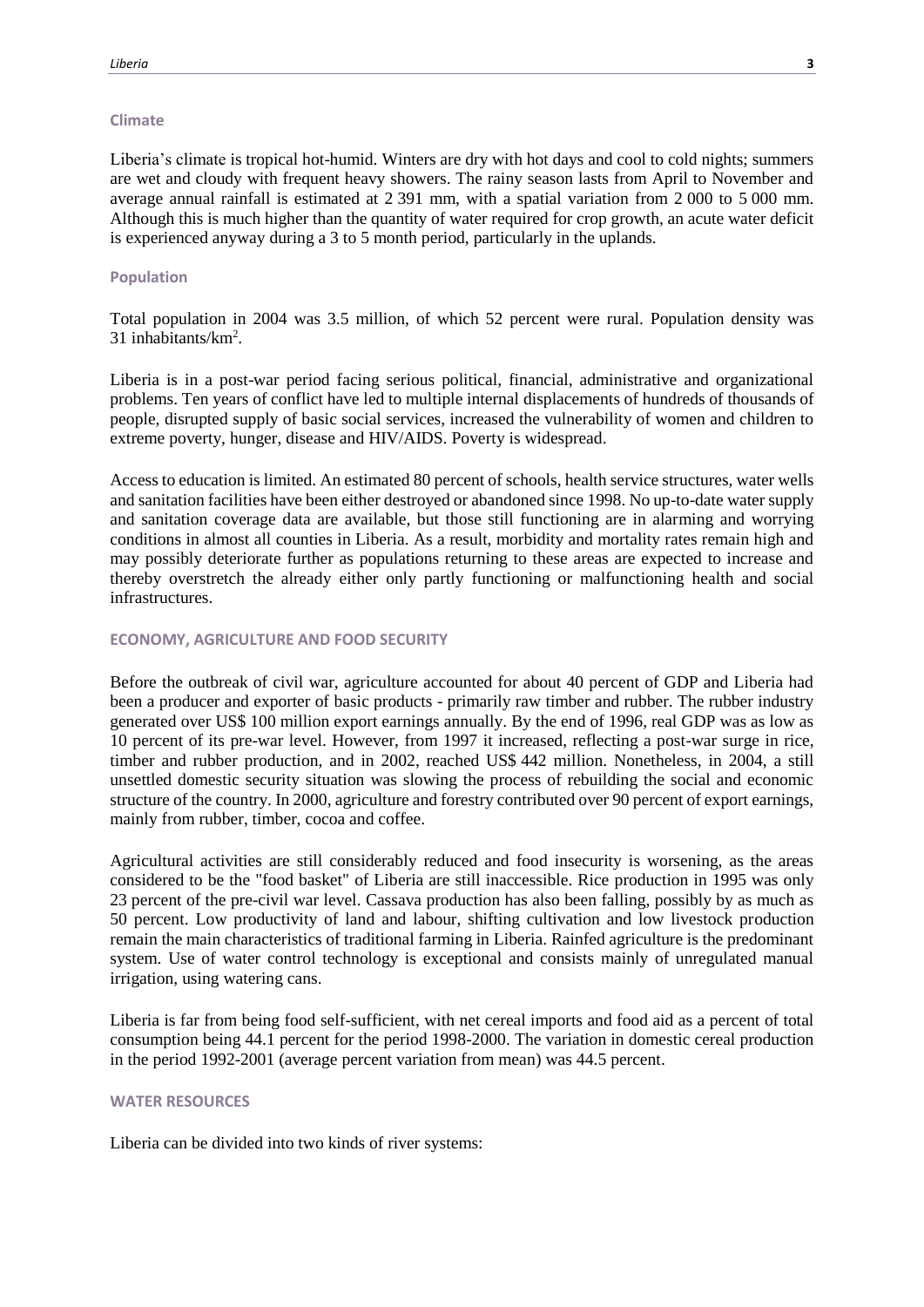### Climate

Liberia's climate is tropical hot-humid. Winters are dry with hot days and cool to cold nights; summers are wet and cloudy with frequent heavy showers. The rainy season lasts from April to November and average annual rainfall is estimated at 2 391 mm, with a spatial variation from 2 000 to 5 000 mm. Although this is much higher than the quantity of water required for crop growth, an acute water deficit is experienced anyway during a 3 to 5 month period, particularly in the uplands.

### Population

Total population in 2004 was 3.5 million, of which 52 percent were rural. Population density was 31 inhabitants/km$^2$.

Liberia is in a post-war period facing serious political, financial, administrative and organizational problems. Ten years of conflict have led to multiple internal displacements of hundreds of thousands of people, disrupted supply of basic social services, increased the vulnerability of women and children to extreme poverty, hunger, disease and HIV/AIDS. Poverty is widespread.

Access to education is limited. An estimated 80 percent of schools, health service structures, water wells and sanitation facilities have been either destroyed or abandoned since 1998. No up-to-date water supply and sanitation coverage data are available, but those still functioning are in alarming and worrying conditions in almost all counties in Liberia. As a result, morbidity and mortality rates remain high and may possibly deteriorate further as populations returning to these areas are expected to increase and thereby overstretch the already either only partly functioning or malfunctioning health and social infrastructures.

## ECONOMY, AGRICULTURE AND FOOD SECURITY

Before the outbreak of civil war, agriculture accounted for about 40 percent of GDP and Liberia had been a producer and exporter of basic products - primarily raw timber and rubber. The rubber industry generated over US$ 100 million export earnings annually. By the end of 1996, real GDP was as low as 10 percent of its pre-war level. However, from 1997 it increased, reflecting a post-war surge in rice, timber and rubber production, and in 2002, reached US$ 442 million. Nonetheless, in 2004, a still unsettled domestic security situation was slowing the process of rebuilding the social and economic structure of the country. In 2000, agriculture and forestry contributed over 90 percent of export earnings, mainly from rubber, timber, cocoa and coffee.

Agricultural activities are still considerably reduced and food insecurity is worsening, as the areas considered to be the "food basket" of Liberia are still inaccessible. Rice production in 1995 was only 23 percent of the pre-civil war level. Cassava production has also been falling, possibly by as much as 50 percent. Low productivity of land and labour, shifting cultivation and low livestock production remain the main characteristics of traditional farming in Liberia. Rainfed agriculture is the predominant system. Use of water control technology is exceptional and consists mainly of unregulated manual irrigation, using watering cans.

Liberia is far from being food self-sufficient, with net cereal imports and food aid as a percent of total consumption being 44.1 percent for the period 1998-2000. The variation in domestic cereal production in the period 1992-2001 (average percent variation from mean) was 44.5 percent.

## WATER RESOURCES

Liberia can be divided into two kinds of river systems: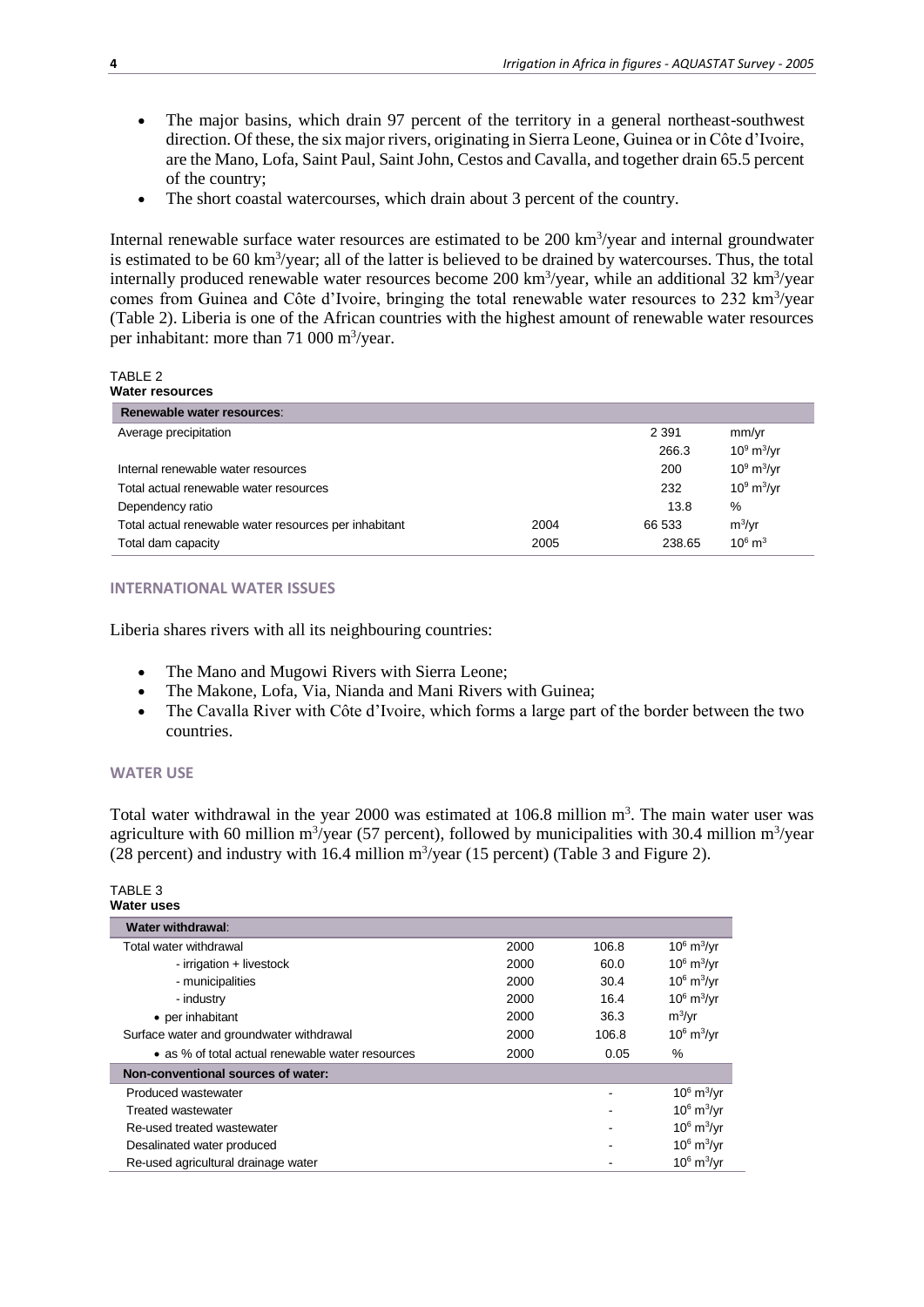- The major basins, which drain 97 percent of the territory in a general northeast-southwest direction. Of these, the six major rivers, originating in Sierra Leone, Guinea or in Côte d'Ivoire, are the Mano, Lofa, Saint Paul, Saint John, Cestos and Cavalla, and together drain 65.5 percent of the country;
- The short coastal watercourses, which drain about 3 percent of the country.

Internal renewable surface water resources are estimated to be 200 km$^3$/year and internal groundwater is estimated to be 60 km$^3$/year; all of the latter is believed to be drained by watercourses. Thus, the total internally produced renewable water resources become 200 km$^3$/year, while an additional 32 km$^3$/year comes from Guinea and Côte d'Ivoire, bringing the total renewable water resources to 232 km$^3$/year (Table 2). Liberia is one of the African countries with the highest amount of renewable water resources per inhabitant: more than 71 000 m$^3$/year.

TABLE 2
**Water resources**

| **Renewable water resources**: | | | |
|---|---|---|---|
| Average precipitation | | 2 391 | mm/yr |
| | | 266.3 | $10^9$ m$^3$/yr |
| Internal renewable water resources | | 200 | $10^9$ m$^3$/yr |
| Total actual renewable water resources | | 232 | $10^9$ m$^3$/yr |
| Dependency ratio | | 13.8 | % |
| Total actual renewable water resources per inhabitant | 2004 | 66 533 | m$^3$/yr |
| Total dam capacity | 2005 | 238.65 | $10^6$ m$^3$ |

## INTERNATIONAL WATER ISSUES

Liberia shares rivers with all its neighbouring countries:

- The Mano and Mugowi Rivers with Sierra Leone;
- The Makone, Lofa, Via, Nianda and Mani Rivers with Guinea;
- The Cavalla River with Côte d'Ivoire, which forms a large part of the border between the two countries.

## WATER USE

Total water withdrawal in the year 2000 was estimated at 106.8 million m$^3$. The main water user was agriculture with 60 million m$^3$/year (57 percent), followed by municipalities with 30.4 million m$^3$/year (28 percent) and industry with 16.4 million m$^3$/year (15 percent) (Table 3 and Figure 2).

TABLE 3
**Water uses**

| **Water withdrawal**: | | | |
|---|---|---|---|
| Total water withdrawal | 2000 | 106.8 | $10^6$ m$^3$/yr |
| - irrigation + livestock | 2000 | 60.0 | $10^6$ m$^3$/yr |
| - municipalities | 2000 | 30.4 | $10^6$ m$^3$/yr |
| - industry | 2000 | 16.4 | $10^6$ m$^3$/yr |
| • per inhabitant | 2000 | 36.3 | m$^3$/yr |
| Surface water and groundwater withdrawal | 2000 | 106.8 | $10^6$ m$^3$/yr |
| • as % of total actual renewable water resources | 2000 | 0.05 | % |
| **Non-conventional sources of water:** | | | |
| Produced wastewater | | - | $10^6$ m$^3$/yr |
| Treated wastewater | | - | $10^6$ m$^3$/yr |
| Re-used treated wastewater | | - | $10^6$ m$^3$/yr |
| Desalinated water produced | | - | $10^6$ m$^3$/yr |
| Re-used agricultural drainage water | | - | $10^6$ m$^3$/yr |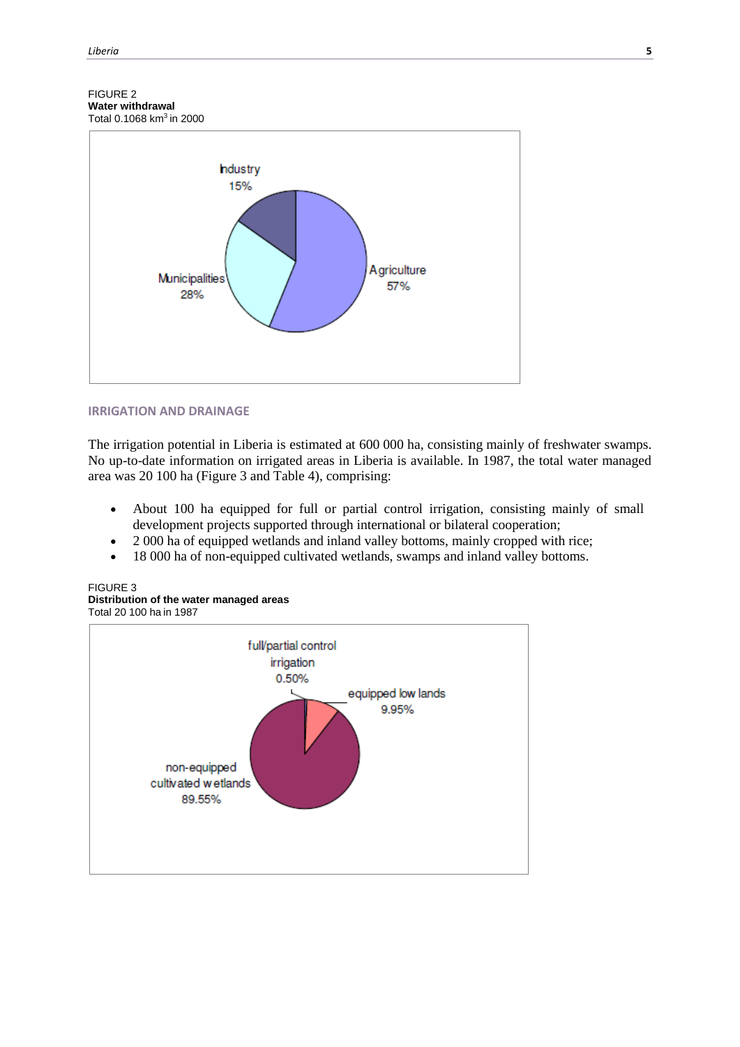FIGURE 2
**Water withdrawal**
Total 0.1068 km$^3$ in 2000

## IRRIGATION AND DRAINAGE

The irrigation potential in Liberia is estimated at 600 000 ha, consisting mainly of freshwater swamps. No up-to-date information on irrigated areas in Liberia is available. In 1987, the total water managed area was 20 100 ha (Figure 3 and Table 4), comprising:

- About 100 ha equipped for full or partial control irrigation, consisting mainly of small development projects supported through international or bilateral cooperation;
- 2 000 ha of equipped wetlands and inland valley bottoms, mainly cropped with rice;
- 18 000 ha of non-equipped cultivated wetlands, swamps and inland valley bottoms.

FIGURE 3
**Distribution of the water managed areas**
Total 20 100 ha in 1987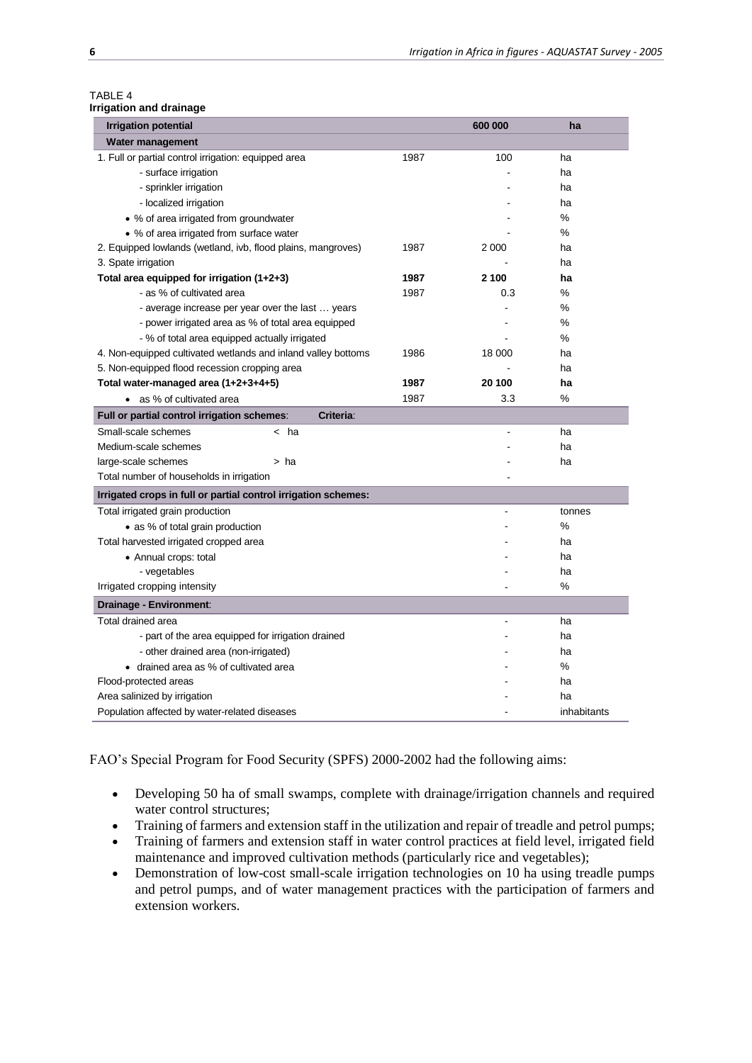TABLE 4
**Irrigation and drainage**

| Irrigation potential | | 600 000 | ha |
|---|---|---|---|
| **Water management** | | | |
| 1. Full or partial control irrigation: equipped area | 1987 | 100 | ha |
| - surface irrigation | | - | ha |
| - sprinkler irrigation | | - | ha |
| - localized irrigation | | - | ha |
| • % of area irrigated from groundwater | | - | % |
| • % of area irrigated from surface water | | - | % |
| 2. Equipped lowlands (wetland, ivb, flood plains, mangroves) | 1987 | 2 000 | ha |
| 3. Spate irrigation | | - | ha |
| **Total area equipped for irrigation (1+2+3)** | **1987** | **2 100** | **ha** |
| - as % of cultivated area | 1987 | 0.3 | % |
| - average increase per year over the last … years | | - | % |
| - power irrigated area as % of total area equipped | | - | % |
| - % of total area equipped actually irrigated | | - | % |
| 4. Non-equipped cultivated wetlands and inland valley bottoms | 1986 | 18 000 | ha |
| 5. Non-equipped flood recession cropping area | | - | ha |
| **Total water-managed area (1+2+3+4+5)** | **1987** | **20 100** | **ha** |
| • as % of cultivated area | 1987 | 3.3 | % |
| **Full or partial control irrigation schemes: Criteria:** | | | |
| Small-scale schemes < ha | | - | ha |
| Medium-scale schemes | | - | ha |
| large-scale schemes > ha | | - | ha |
| Total number of households in irrigation | | - | |
| **Irrigated crops in full or partial control irrigation schemes:** | | | |
| Total irrigated grain production | | - | tonnes |
| • as % of total grain production | | - | % |
| Total harvested irrigated cropped area | | - | ha |
| • Annual crops: total | | - | ha |
| - vegetables | | - | ha |
| Irrigated cropping intensity | | - | % |
| **Drainage - Environment:** | | | |
| Total drained area | | - | ha |
| - part of the area equipped for irrigation drained | | - | ha |
| - other drained area (non-irrigated) | | - | ha |
| • drained area as % of cultivated area | | - | % |
| Flood-protected areas | | - | ha |
| Area salinized by irrigation | | - | ha |
| Population affected by water-related diseases | | - | inhabitants |

FAO's Special Program for Food Security (SPFS) 2000-2002 had the following aims:

- Developing 50 ha of small swamps, complete with drainage/irrigation channels and required water control structures;
- Training of farmers and extension staff in the utilization and repair of treadle and petrol pumps;
- Training of farmers and extension staff in water control practices at field level, irrigated field maintenance and improved cultivation methods (particularly rice and vegetables);
- Demonstration of low-cost small-scale irrigation technologies on 10 ha using treadle pumps and petrol pumps, and of water management practices with the participation of farmers and extension workers.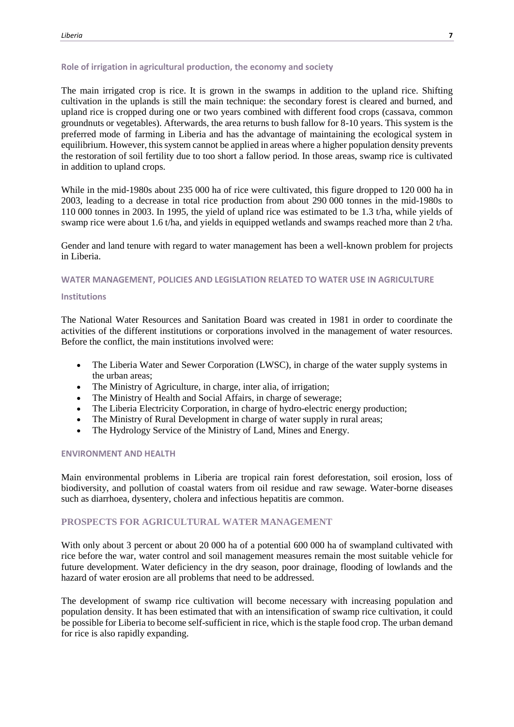### Role of irrigation in agricultural production, the economy and society

The main irrigated crop is rice. It is grown in the swamps in addition to the upland rice. Shifting cultivation in the uplands is still the main technique: the secondary forest is cleared and burned, and upland rice is cropped during one or two years combined with different food crops (cassava, common groundnuts or vegetables). Afterwards, the area returns to bush fallow for 8-10 years. This system is the preferred mode of farming in Liberia and has the advantage of maintaining the ecological system in equilibrium. However, this system cannot be applied in areas where a higher population density prevents the restoration of soil fertility due to too short a fallow period. In those areas, swamp rice is cultivated in addition to upland crops.

While in the mid-1980s about 235 000 ha of rice were cultivated, this figure dropped to 120 000 ha in 2003, leading to a decrease in total rice production from about 290 000 tonnes in the mid-1980s to 110 000 tonnes in 2003. In 1995, the yield of upland rice was estimated to be 1.3 t/ha, while yields of swamp rice were about 1.6 t/ha, and yields in equipped wetlands and swamps reached more than 2 t/ha.

Gender and land tenure with regard to water management has been a well-known problem for projects in Liberia.

## WATER MANAGEMENT, POLICIES AND LEGISLATION RELATED TO WATER USE IN AGRICULTURE

### Institutions

The National Water Resources and Sanitation Board was created in 1981 in order to coordinate the activities of the different institutions or corporations involved in the management of water resources. Before the conflict, the main institutions involved were:

- The Liberia Water and Sewer Corporation (LWSC), in charge of the water supply systems in the urban areas;
- The Ministry of Agriculture, in charge, inter alia, of irrigation;
- The Ministry of Health and Social Affairs, in charge of sewerage;
- The Liberia Electricity Corporation, in charge of hydro-electric energy production;
- The Ministry of Rural Development in charge of water supply in rural areas;
- The Hydrology Service of the Ministry of Land, Mines and Energy.

## ENVIRONMENT AND HEALTH

Main environmental problems in Liberia are tropical rain forest deforestation, soil erosion, loss of biodiversity, and pollution of coastal waters from oil residue and raw sewage. Water-borne diseases such as diarrhoea, dysentery, cholera and infectious hepatitis are common.

## PROSPECTS FOR AGRICULTURAL WATER MANAGEMENT

With only about 3 percent or about 20 000 ha of a potential 600 000 ha of swampland cultivated with rice before the war, water control and soil management measures remain the most suitable vehicle for future development. Water deficiency in the dry season, poor drainage, flooding of lowlands and the hazard of water erosion are all problems that need to be addressed.

The development of swamp rice cultivation will become necessary with increasing population and population density. It has been estimated that with an intensification of swamp rice cultivation, it could be possible for Liberia to become self-sufficient in rice, which is the staple food crop. The urban demand for rice is also rapidly expanding.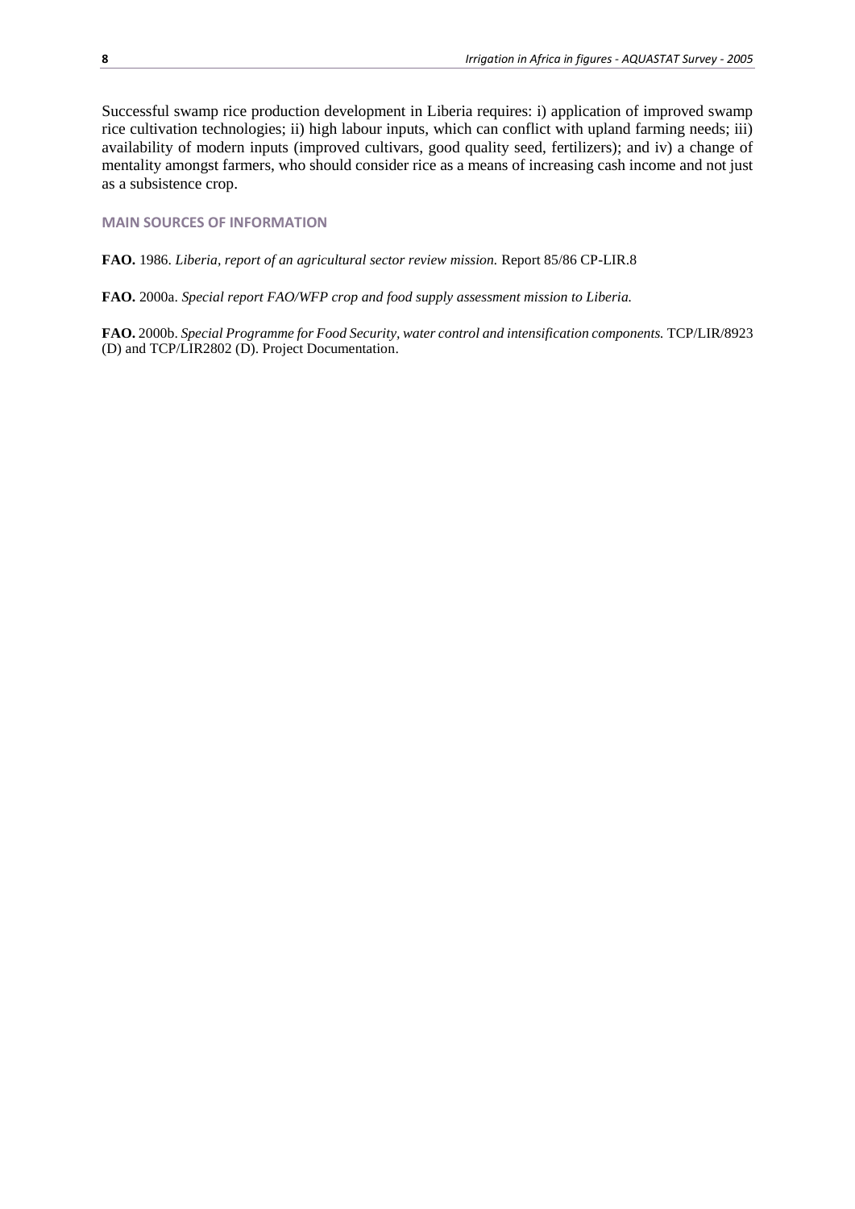Successful swamp rice production development in Liberia requires: i) application of improved swamp rice cultivation technologies; ii) high labour inputs, which can conflict with upland farming needs; iii) availability of modern inputs (improved cultivars, good quality seed, fertilizers); and iv) a change of mentality amongst farmers, who should consider rice as a means of increasing cash income and not just as a subsistence crop.

## MAIN SOURCES OF INFORMATION

**FAO.** 1986. *Liberia, report of an agricultural sector review mission.* Report 85/86 CP-LIR.8

**FAO.** 2000a. *Special report FAO/WFP crop and food supply assessment mission to Liberia.*

**FAO.** 2000b. *Special Programme for Food Security, water control and intensification components.* TCP/LIR/8923 (D) and TCP/LIR2802 (D). Project Documentation.